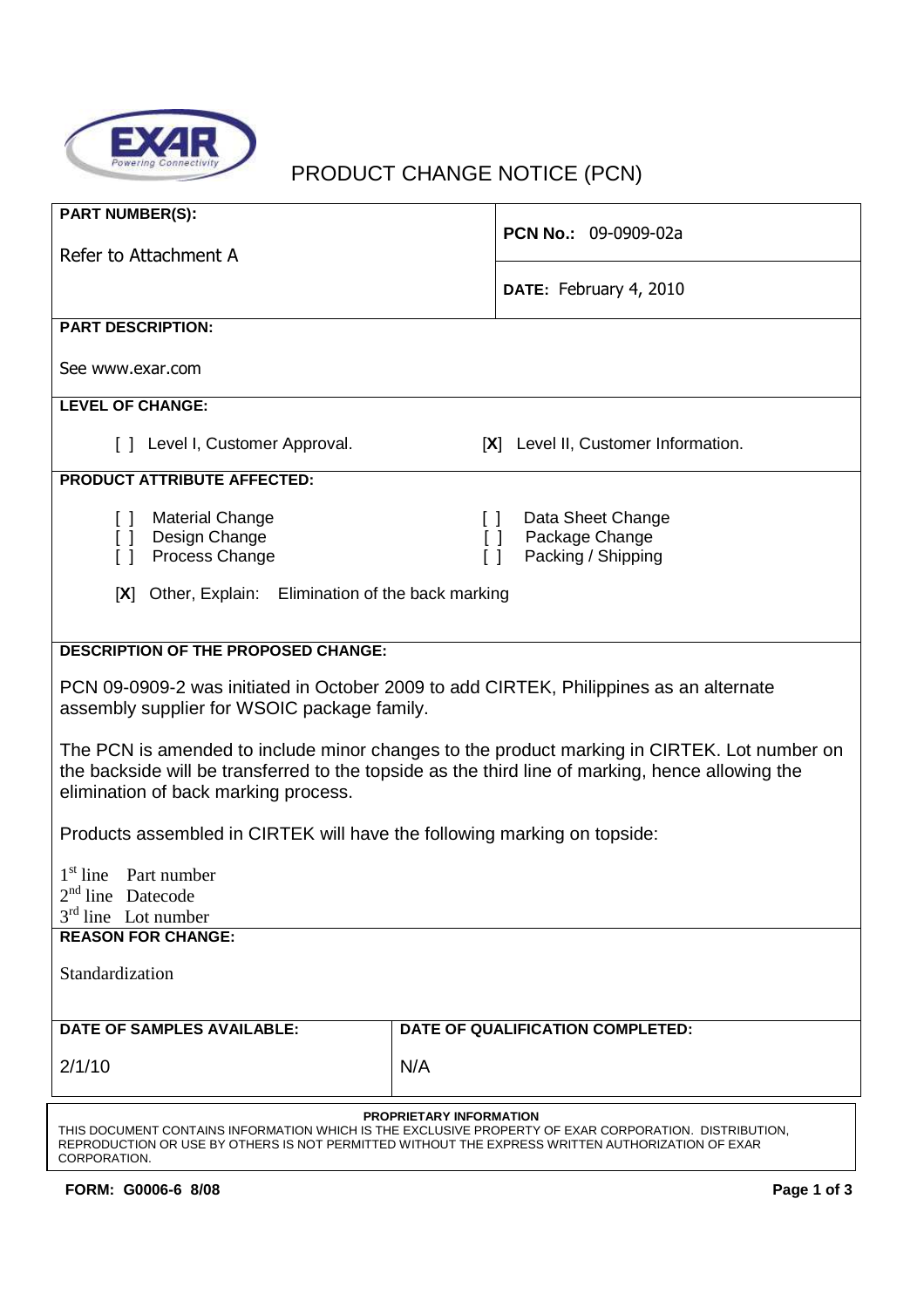# PRODUCT CHANGE NOTICE (PCN)

| PART NUMBER(S): | |
|---|---|
| Refer to Attachment A | **PCN No.:** 09-0909-02a |
| | **DATE:** February 4, 2010 |

**PART DESCRIPTION:**

See www.exar.com

**LEVEL OF CHANGE:**

[ ] Level I, Customer Approval. [X] Level II, Customer Information.

**PRODUCT ATTRIBUTE AFFECTED:**

[ ] Material Change
[ ] Design Change
[ ] Process Change
[ ] Data Sheet Change
[ ] Package Change
[ ] Packing / Shipping

[X] Other, Explain: Elimination of the back marking

**DESCRIPTION OF THE PROPOSED CHANGE:**

PCN 09-0909-2 was initiated in October 2009 to add CIRTEK, Philippines as an alternate assembly supplier for WSOIC package family.

The PCN is amended to include minor changes to the product marking in CIRTEK. Lot number on the backside will be transferred to the topside as the third line of marking, hence allowing the elimination of back marking process.

Products assembled in CIRTEK will have the following marking on topside:

1st line Part number
2nd line Datecode
3rd line Lot number

**REASON FOR CHANGE:**

Standardization

| DATE OF SAMPLES AVAILABLE: | DATE OF QUALIFICATION COMPLETED: |
|---|---|
| 2/1/10 | N/A |

**PROPRIETARY INFORMATION**
THIS DOCUMENT CONTAINS INFORMATION WHICH IS THE EXCLUSIVE PROPERTY OF EXAR CORPORATION. DISTRIBUTION, REPRODUCTION OR USE BY OTHERS IS NOT PERMITTED WITHOUT THE EXPRESS WRITTEN AUTHORIZATION OF EXAR CORPORATION.

**FORM: G0006-6 8/08**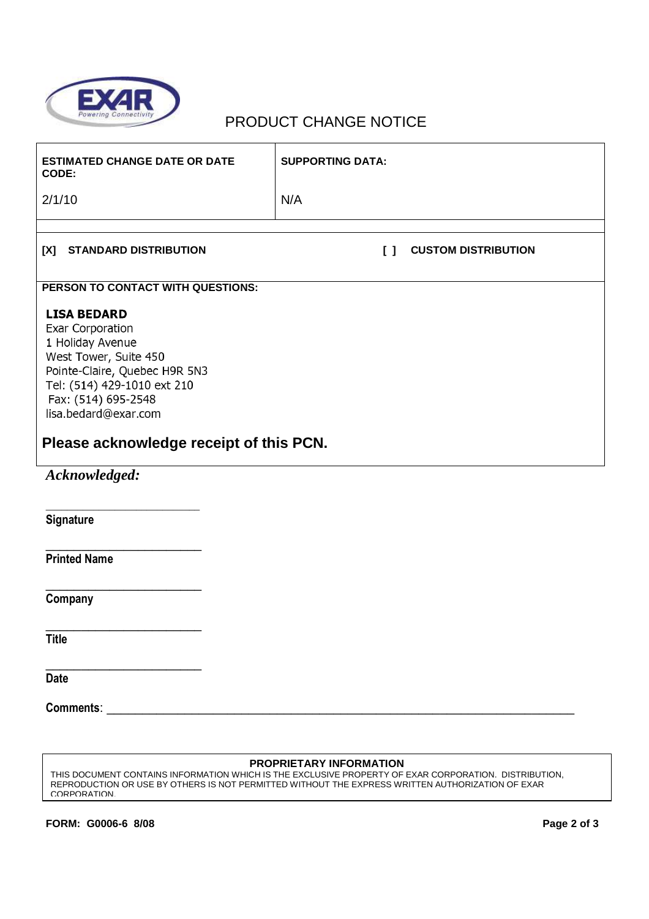# PRODUCT CHANGE NOTICE

| ESTIMATED CHANGE DATE OR DATE CODE: | SUPPORTING DATA: |
|---|---|
| 2/1/10 | N/A |

**[X] STANDARD DISTRIBUTION** **[ ] CUSTOM DISTRIBUTION**

**PERSON TO CONTACT WITH QUESTIONS:**

**LISA BEDARD**
Exar Corporation
1 Holiday Avenue
West Tower, Suite 450
Pointe-Claire, Quebec H9R 5N3
Tel: (514) 429-1010 ext 210
Fax: (514) 695-2548
lisa.bedard@exar.com

## Please acknowledge receipt of this PCN.

***Acknowledged:***

__________________________
**Signature**

__________________________
**Printed Name**

__________________________
**Company**

__________________________
**Title**

__________________________
**Date**

**Comments**: ____________________________________________________________________________

**PROPRIETARY INFORMATION**
THIS DOCUMENT CONTAINS INFORMATION WHICH IS THE EXCLUSIVE PROPERTY OF EXAR CORPORATION. DISTRIBUTION, REPRODUCTION OR USE BY OTHERS IS NOT PERMITTED WITHOUT THE EXPRESS WRITTEN AUTHORIZATION OF EXAR CORPORATION.

**FORM: G0006-6 8/08**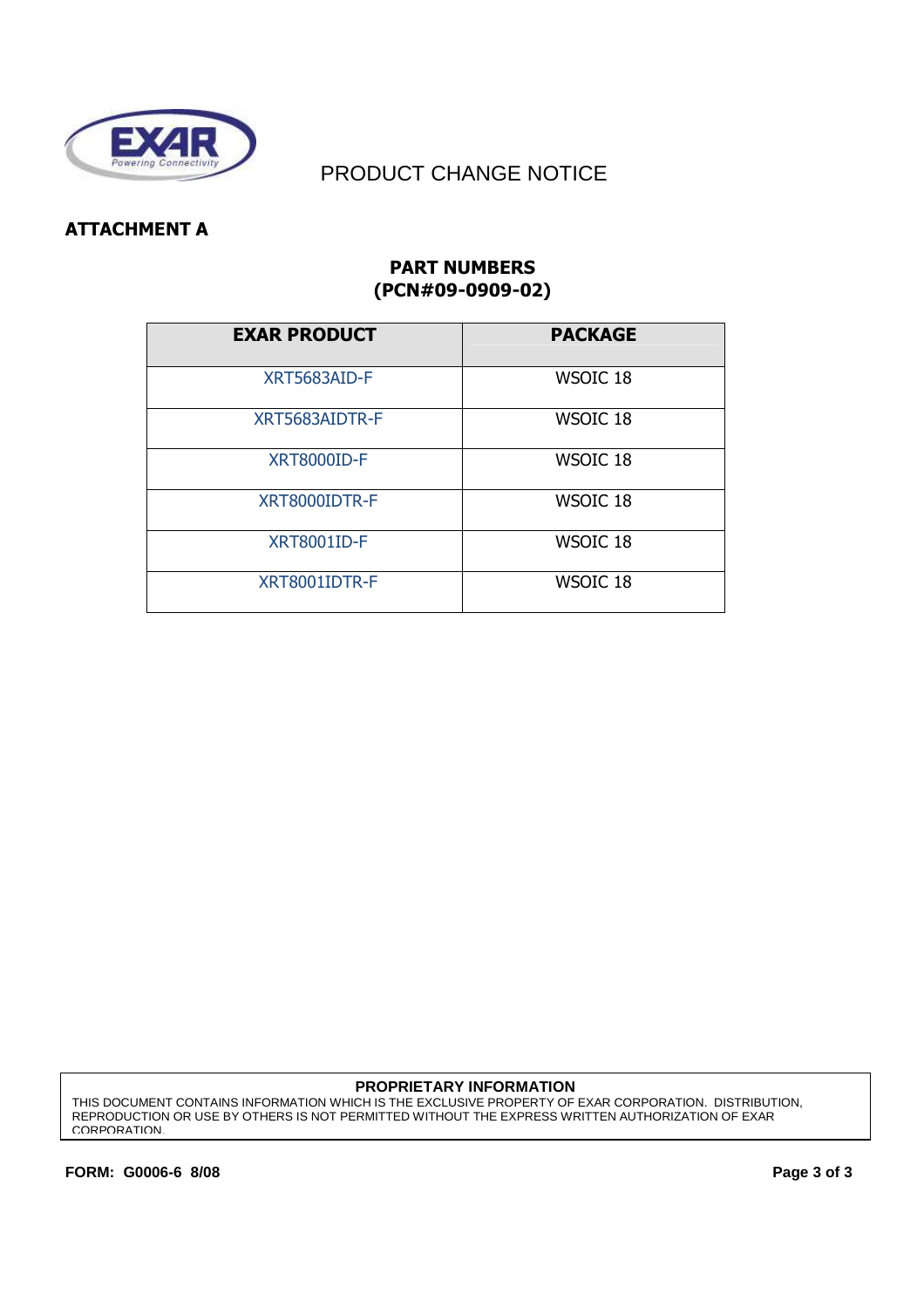PRODUCT CHANGE NOTICE

## ATTACHMENT A

### PART NUMBERS
### (PCN#09-0909-02)

| EXAR PRODUCT | PACKAGE |
|---|---|
| XRT5683AID-F | WSOIC 18 |
| XRT5683AIDTR-F | WSOIC 18 |
| XRT8000ID-F | WSOIC 18 |
| XRT8000IDTR-F | WSOIC 18 |
| XRT8001ID-F | WSOIC 18 |
| XRT8001IDTR-F | WSOIC 18 |

**PROPRIETARY INFORMATION**

THIS DOCUMENT CONTAINS INFORMATION WHICH IS THE EXCLUSIVE PROPERTY OF EXAR CORPORATION. DISTRIBUTION, REPRODUCTION OR USE BY OTHERS IS NOT PERMITTED WITHOUT THE EXPRESS WRITTEN AUTHORIZATION OF EXAR CORPORATION.

**FORM: G0006-6 8/08**